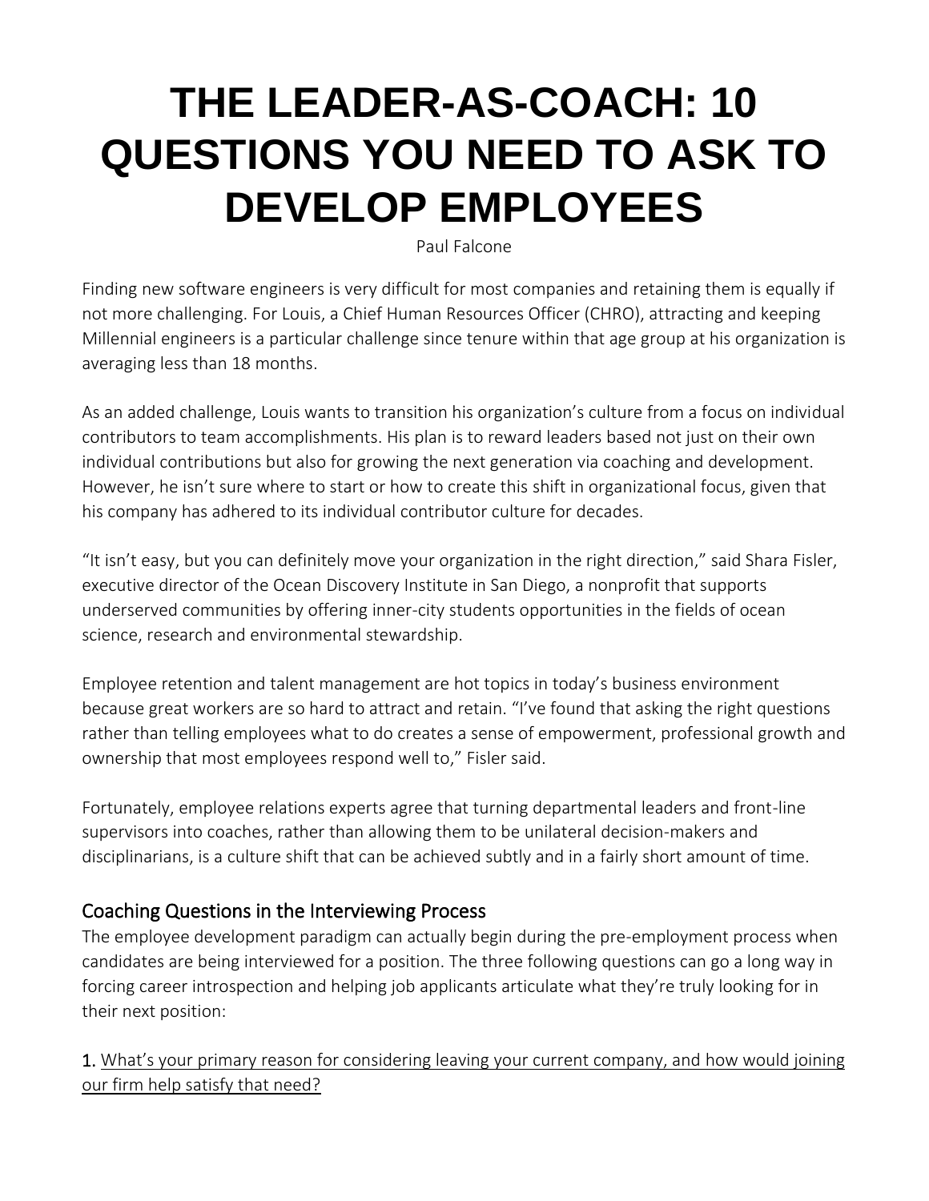# THE LEADER-AS-COACH: 10 QUESTIONS YOU NEED TO ASK TO DEVELOP EMPLOYEES

Paul Falcone

Finding new software engineers is very difficult for most companies and retaining them is equally if not more challenging. For Louis, a Chief Human Resources Officer (CHRO), attracting and keeping Millennial engineers is a particular challenge since tenure within that age group at his organization is averaging less than 18 months.

As an added challenge, Louis wants to transition his organization's culture from a focus on individual contributors to team accomplishments. His plan is to reward leaders based not just on their own individual contributions but also for growing the next generation via coaching and development. However, he isn't sure where to start or how to create this shift in organizational focus, given that his company has adhered to its individual contributor culture for decades.

"It isn't easy, but you can definitely move your organization in the right direction," said Shara Fisler, executive director of the Ocean Discovery Institute in San Diego, a nonprofit that supports underserved communities by offering inner-city students opportunities in the fields of ocean science, research and environmental stewardship.

Employee retention and talent management are hot topics in today's business environment because great workers are so hard to attract and retain. "I've found that asking the right questions rather than telling employees what to do creates a sense of empowerment, professional growth and ownership that most employees respond well to," Fisler said.

Fortunately, employee relations experts agree that turning departmental leaders and front-line supervisors into coaches, rather than allowing them to be unilateral decision-makers and disciplinarians, is a culture shift that can be achieved subtly and in a fairly short amount of time.

## Coaching Questions in the Interviewing Process

The employee development paradigm can actually begin during the pre-employment process when candidates are being interviewed for a position. The three following questions can go a long way in forcing career introspection and helping job applicants articulate what they're truly looking for in their next position:

1. <u>What's your primary reason for considering leaving your current company, and how would joining our firm help satisfy that need?</u>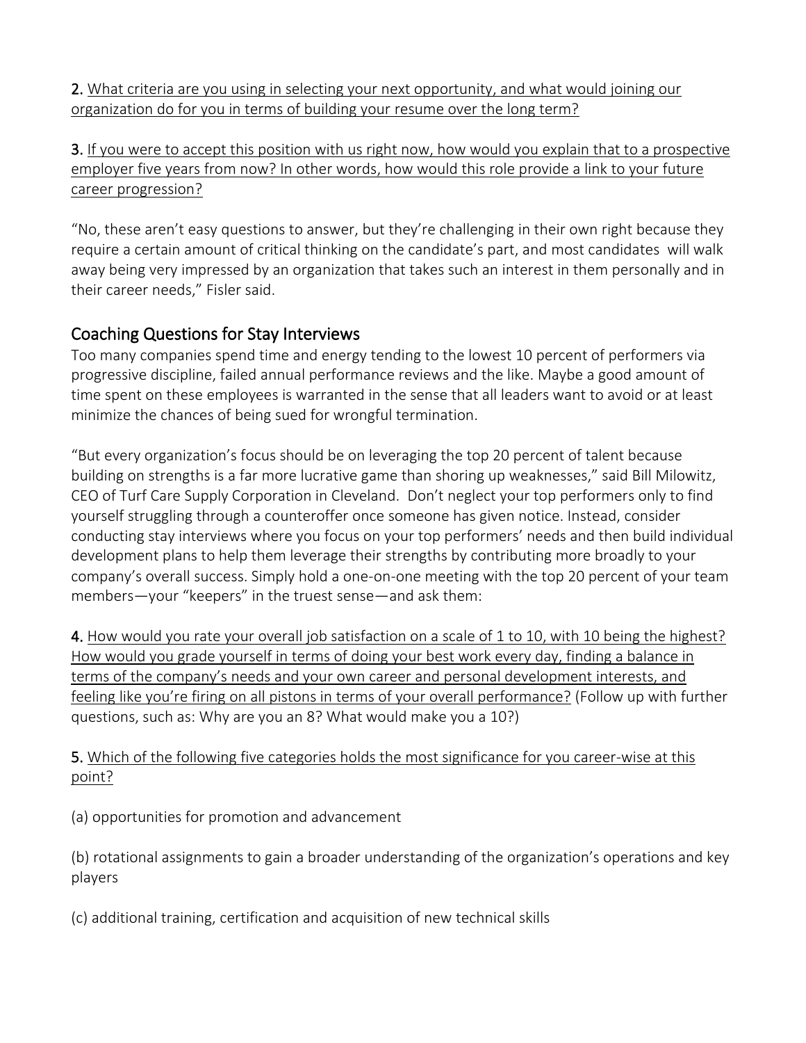**2.** <u>What criteria are you using in selecting your next opportunity, and what would joining our organization do for you in terms of building your resume over the long term?</u>

**3.** <u>If you were to accept this position with us right now, how would you explain that to a prospective employer five years from now? In other words, how would this role provide a link to your future career progression?</u>

"No, these aren't easy questions to answer, but they're challenging in their own right because they require a certain amount of critical thinking on the candidate's part, and most candidates will walk away being very impressed by an organization that takes such an interest in them personally and in their career needs," Fisler said.

## Coaching Questions for Stay Interviews

Too many companies spend time and energy tending to the lowest 10 percent of performers via progressive discipline, failed annual performance reviews and the like. Maybe a good amount of time spent on these employees is warranted in the sense that all leaders want to avoid or at least minimize the chances of being sued for wrongful termination.

"But every organization's focus should be on leveraging the top 20 percent of talent because building on strengths is a far more lucrative game than shoring up weaknesses," said Bill Milowitz, CEO of Turf Care Supply Corporation in Cleveland. Don't neglect your top performers only to find yourself struggling through a counteroffer once someone has given notice. Instead, consider conducting stay interviews where you focus on your top performers' needs and then build individual development plans to help them leverage their strengths by contributing more broadly to your company's overall success. Simply hold a one-on-one meeting with the top 20 percent of your team members—your "keepers" in the truest sense—and ask them:

**4.** <u>How would you rate your overall job satisfaction on a scale of 1 to 10, with 10 being the highest? How would you grade yourself in terms of doing your best work every day, finding a balance in terms of the company's needs and your own career and personal development interests, and feeling like you're firing on all pistons in terms of your overall performance?</u> (Follow up with further questions, such as: Why are you an 8? What would make you a 10?)

**5.** <u>Which of the following five categories holds the most significance for you career-wise at this point?</u>

(a) opportunities for promotion and advancement

(b) rotational assignments to gain a broader understanding of the organization's operations and key players

(c) additional training, certification and acquisition of new technical skills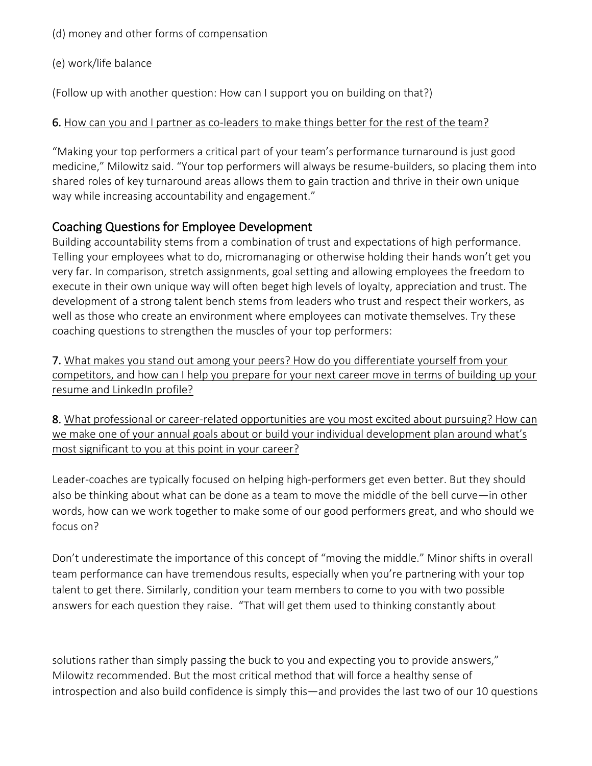(d) money and other forms of compensation

(e) work/life balance

(Follow up with another question: How can I support you on building on that?)

**6.** <u>How can you and I partner as co-leaders to make things better for the rest of the team?</u>

"Making your top performers a critical part of your team's performance turnaround is just good medicine," Milowitz said. "Your top performers will always be resume-builders, so placing them into shared roles of key turnaround areas allows them to gain traction and thrive in their own unique way while increasing accountability and engagement."

## Coaching Questions for Employee Development

Building accountability stems from a combination of trust and expectations of high performance. Telling your employees what to do, micromanaging or otherwise holding their hands won't get you very far. In comparison, stretch assignments, goal setting and allowing employees the freedom to execute in their own unique way will often beget high levels of loyalty, appreciation and trust. The development of a strong talent bench stems from leaders who trust and respect their workers, as well as those who create an environment where employees can motivate themselves. Try these coaching questions to strengthen the muscles of your top performers:

**7.** <u>What makes you stand out among your peers? How do you differentiate yourself from your competitors, and how can I help you prepare for your next career move in terms of building up your resume and LinkedIn profile?</u>

**8.** <u>What professional or career-related opportunities are you most excited about pursuing? How can we make one of your annual goals about or build your individual development plan around what's most significant to you at this point in your career?</u>

Leader-coaches are typically focused on helping high-performers get even better. But they should also be thinking about what can be done as a team to move the middle of the bell curve—in other words, how can we work together to make some of our good performers great, and who should we focus on?

Don't underestimate the importance of this concept of "moving the middle." Minor shifts in overall team performance can have tremendous results, especially when you're partnering with your top talent to get there. Similarly, condition your team members to come to you with two possible answers for each question they raise. "That will get them used to thinking constantly about solutions rather than simply passing the buck to you and expecting you to provide answers," Milowitz recommended. But the most critical method that will force a healthy sense of introspection and also build confidence is simply this—and provides the last two of our 10 questions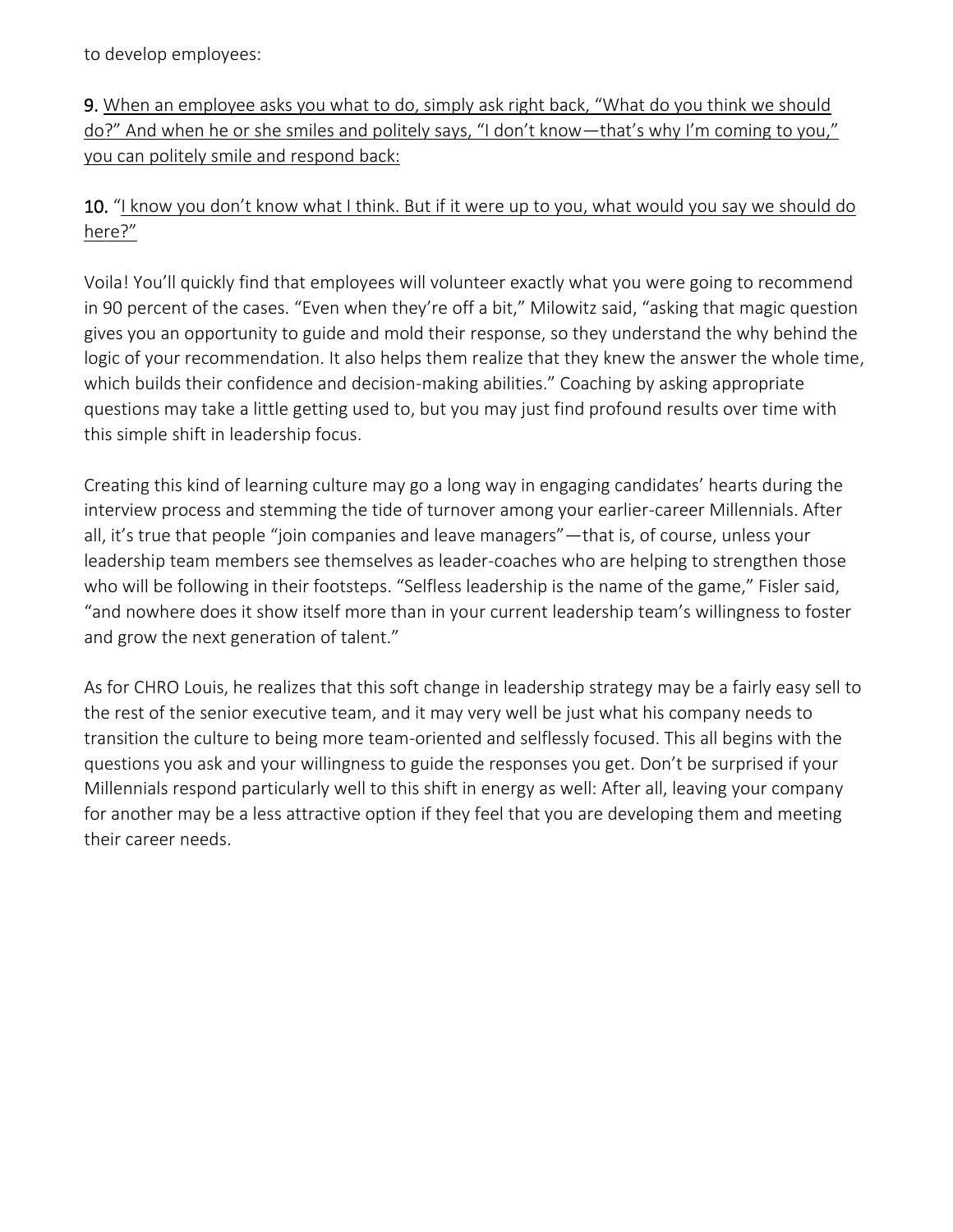to develop employees:

9. <u>When an employee asks you what to do, simply ask right back, "What do you think we should do?" And when he or she smiles and politely says, "I don't know—that's why I'm coming to you," you can politely smile and respond back:</u>

10. "<u>I know you don't know what I think. But if it were up to you, what would you say we should do here?"</u>

Voila! You'll quickly find that employees will volunteer exactly what you were going to recommend in 90 percent of the cases. "Even when they're off a bit," Milowitz said, "asking that magic question gives you an opportunity to guide and mold their response, so they understand the why behind the logic of your recommendation. It also helps them realize that they knew the answer the whole time, which builds their confidence and decision-making abilities." Coaching by asking appropriate questions may take a little getting used to, but you may just find profound results over time with this simple shift in leadership focus.

Creating this kind of learning culture may go a long way in engaging candidates' hearts during the interview process and stemming the tide of turnover among your earlier-career Millennials. After all, it's true that people "join companies and leave managers"—that is, of course, unless your leadership team members see themselves as leader-coaches who are helping to strengthen those who will be following in their footsteps. "Selfless leadership is the name of the game," Fisler said, "and nowhere does it show itself more than in your current leadership team's willingness to foster and grow the next generation of talent."

As for CHRO Louis, he realizes that this soft change in leadership strategy may be a fairly easy sell to the rest of the senior executive team, and it may very well be just what his company needs to transition the culture to being more team-oriented and selflessly focused. This all begins with the questions you ask and your willingness to guide the responses you get. Don't be surprised if your Millennials respond particularly well to this shift in energy as well: After all, leaving your company for another may be a less attractive option if they feel that you are developing them and meeting their career needs.